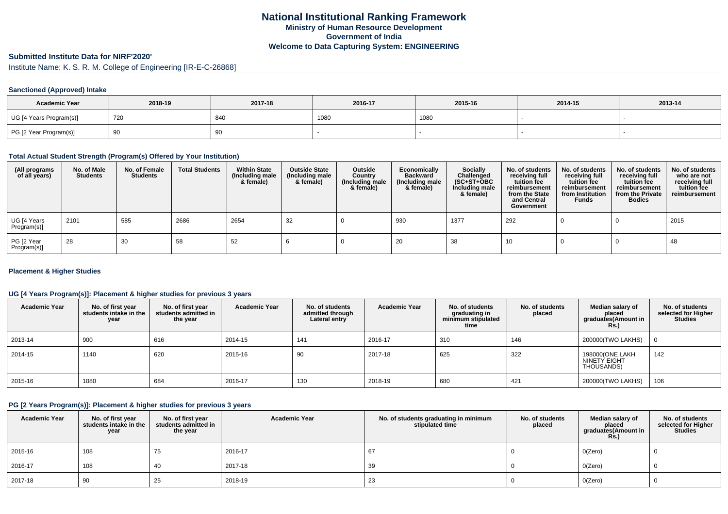# National Institutional Ranking Framework
## Ministry of Human Resource Development
## Government of India
## Welcome to Data Capturing System: ENGINEERING

### Submitted Institute Data for NIRF'2020'

Institute Name: K. S. R. M. College of Engineering [IR-E-C-26868]

#### Sanctioned (Approved) Intake

| Academic Year | 2018-19 | 2017-18 | 2016-17 | 2015-16 | 2014-15 | 2013-14 |
|---|---|---|---|---|---|---|
| UG [4 Years Program(s)] | 720 | 840 | 1080 | 1080 | - | - |
| PG [2 Year Program(s)] | 90 | 90 | - | - | - | - |

#### Total Actual Student Strength (Program(s) Offered by Your Institution)

| (All programs of all years) | No. of Male Students | No. of Female Students | Total Students | Within State (Including male & female) | Outside State (Including male & female) | Outside Country (Including male & female) | Economically Backward (Including male & female) | Socially Challenged (SC+ST+OBC Including male & female) | No. of students receiving full tuition fee reimbursement from the State and Central Government | No. of students receiving full tuition fee reimbursement from Institution Funds | No. of students receiving full tuition fee reimbursement from the Private Bodies | No. of students who are not receiving full tuition fee reimbursement |
|---|---|---|---|---|---|---|---|---|---|---|---|---|
| UG [4 Years Program(s)] | 2101 | 585 | 2686 | 2654 | 32 | 0 | 930 | 1377 | 292 | 0 | 0 | 2015 |
| PG [2 Year Program(s)] | 28 | 30 | 58 | 52 | 6 | 0 | 20 | 38 | 10 | 0 | 0 | 48 |

#### Placement & Higher Studies

#### UG [4 Years Program(s)]: Placement & higher studies for previous 3 years

| Academic Year | No. of first year students intake in the year | No. of first year students admitted in the year | Academic Year | No. of students admitted through Lateral entry | Academic Year | No. of students graduating in minimum stipulated time | No. of students placed | Median salary of placed graduates(Amount in Rs.) | No. of students selected for Higher Studies |
|---|---|---|---|---|---|---|---|---|---|
| 2013-14 | 900 | 616 | 2014-15 | 141 | 2016-17 | 310 | 146 | 200000(TWO LAKHS) | 0 |
| 2014-15 | 1140 | 620 | 2015-16 | 90 | 2017-18 | 625 | 322 | 198000(ONE LAKH NINETY EIGHT THOUSANDS) | 142 |
| 2015-16 | 1080 | 684 | 2016-17 | 130 | 2018-19 | 680 | 421 | 200000(TWO LAKHS) | 106 |

#### PG [2 Years Program(s)]: Placement & higher studies for previous 3 years

| Academic Year | No. of first year students intake in the year | No. of first year students admitted in the year | Academic Year | No. of students graduating in minimum stipulated time | No. of students placed | Median salary of placed graduates(Amount in Rs.) | No. of students selected for Higher Studies |
|---|---|---|---|---|---|---|---|
| 2015-16 | 108 | 75 | 2016-17 | 67 | 0 | 0(Zero) | 0 |
| 2016-17 | 108 | 40 | 2017-18 | 39 | 0 | 0(Zero) | 0 |
| 2017-18 | 90 | 25 | 2018-19 | 23 | 0 | 0(Zero) | 0 |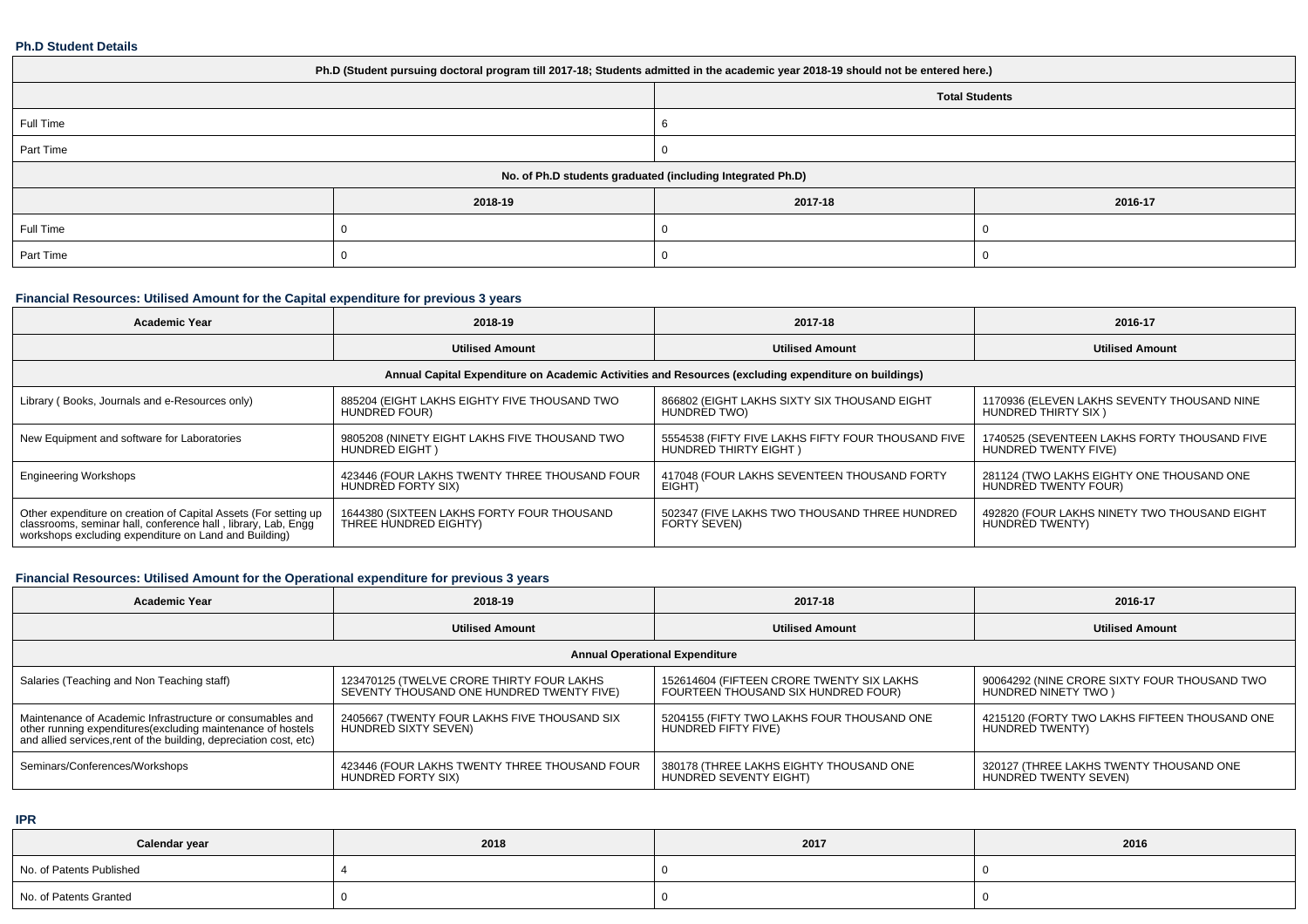### Ph.D Student Details

| Ph.D (Student pursuing doctoral program till 2017-18; Students admitted in the academic year 2018-19 should not be entered here.) | | | |
|---|---|---|---|
| | | Total Students | |
| Full Time | | 6 | |
| Part Time | | 0 | |
| No. of Ph.D students graduated (including Integrated Ph.D) | | | |
| | 2018-19 | 2017-18 | 2016-17 |
| Full Time | 0 | 0 | 0 |
| Part Time | 0 | 0 | 0 |

### Financial Resources: Utilised Amount for the Capital expenditure for previous 3 years

| Academic Year | 2018-19 | 2017-18 | 2016-17 |
|---|---|---|---|
| | Utilised Amount | Utilised Amount | Utilised Amount |
| Annual Capital Expenditure on Academic Activities and Resources (excluding expenditure on buildings) | | | |
| Library ( Books, Journals and e-Resources only) | 885204 (EIGHT LAKHS EIGHTY FIVE THOUSAND TWO HUNDRED FOUR) | 866802 (EIGHT LAKHS SIXTY SIX THOUSAND EIGHT HUNDRED TWO) | 1170936 (ELEVEN LAKHS SEVENTY THOUSAND NINE HUNDRED THIRTY SIX ) |
| New Equipment and software for Laboratories | 9805208 (NINETY EIGHT LAKHS FIVE THOUSAND TWO HUNDRED EIGHT ) | 5554538 (FIFTY FIVE LAKHS FIFTY FOUR THOUSAND FIVE HUNDRED THIRTY EIGHT ) | 1740525 (SEVENTEEN LAKHS FORTY THOUSAND FIVE HUNDRED TWENTY FIVE) |
| Engineering Workshops | 423446 (FOUR LAKHS TWENTY THREE THOUSAND FOUR HUNDRED FORTY SIX) | 417048 (FOUR LAKHS SEVENTEEN THOUSAND FORTY EIGHT) | 281124 (TWO LAKHS EIGHTY ONE THOUSAND ONE HUNDRED TWENTY FOUR) |
| Other expenditure on creation of Capital Assets (For setting up classrooms, seminar hall, conference hall , library, Lab, Engg workshops excluding expenditure on Land and Building) | 1644380 (SIXTEEN LAKHS FORTY FOUR THOUSAND THREE HUNDRED EIGHTY) | 502347 (FIVE LAKHS TWO THOUSAND THREE HUNDRED FORTY SEVEN) | 492820 (FOUR LAKHS NINETY TWO THOUSAND EIGHT HUNDRED TWENTY) |

### Financial Resources: Utilised Amount for the Operational expenditure for previous 3 years

| Academic Year | 2018-19 | 2017-18 | 2016-17 |
|---|---|---|---|
| | Utilised Amount | Utilised Amount | Utilised Amount |
| Annual Operational Expenditure | | | |
| Salaries (Teaching and Non Teaching staff) | 123470125 (TWELVE CRORE THIRTY FOUR LAKHS SEVENTY THOUSAND ONE HUNDRED TWENTY FIVE) | 152614604 (FIFTEEN CRORE TWENTY SIX LAKHS FOURTEEN THOUSAND SIX HUNDRED FOUR) | 90064292 (NINE CRORE SIXTY FOUR THOUSAND TWO HUNDRED NINETY TWO ) |
| Maintenance of Academic Infrastructure or consumables and other running expenditures(excluding maintenance of hostels and allied services,rent of the building, depreciation cost, etc) | 2405667 (TWENTY FOUR LAKHS FIVE THOUSAND SIX HUNDRED SIXTY SEVEN) | 5204155 (FIFTY TWO LAKHS FOUR THOUSAND ONE HUNDRED FIFTY FIVE) | 4215120 (FORTY TWO LAKHS FIFTEEN THOUSAND ONE HUNDRED TWENTY) |
| Seminars/Conferences/Workshops | 423446 (FOUR LAKHS TWENTY THREE THOUSAND FOUR HUNDRED FORTY SIX) | 380178 (THREE LAKHS EIGHTY THOUSAND ONE HUNDRED SEVENTY EIGHT) | 320127 (THREE LAKHS TWENTY THOUSAND ONE HUNDRED TWENTY SEVEN) |

### IPR

| Calendar year | 2018 | 2017 | 2016 |
|---|---|---|---|
| No. of Patents Published | 4 | 0 | 0 |
| No. of Patents Granted | 0 | 0 | 0 |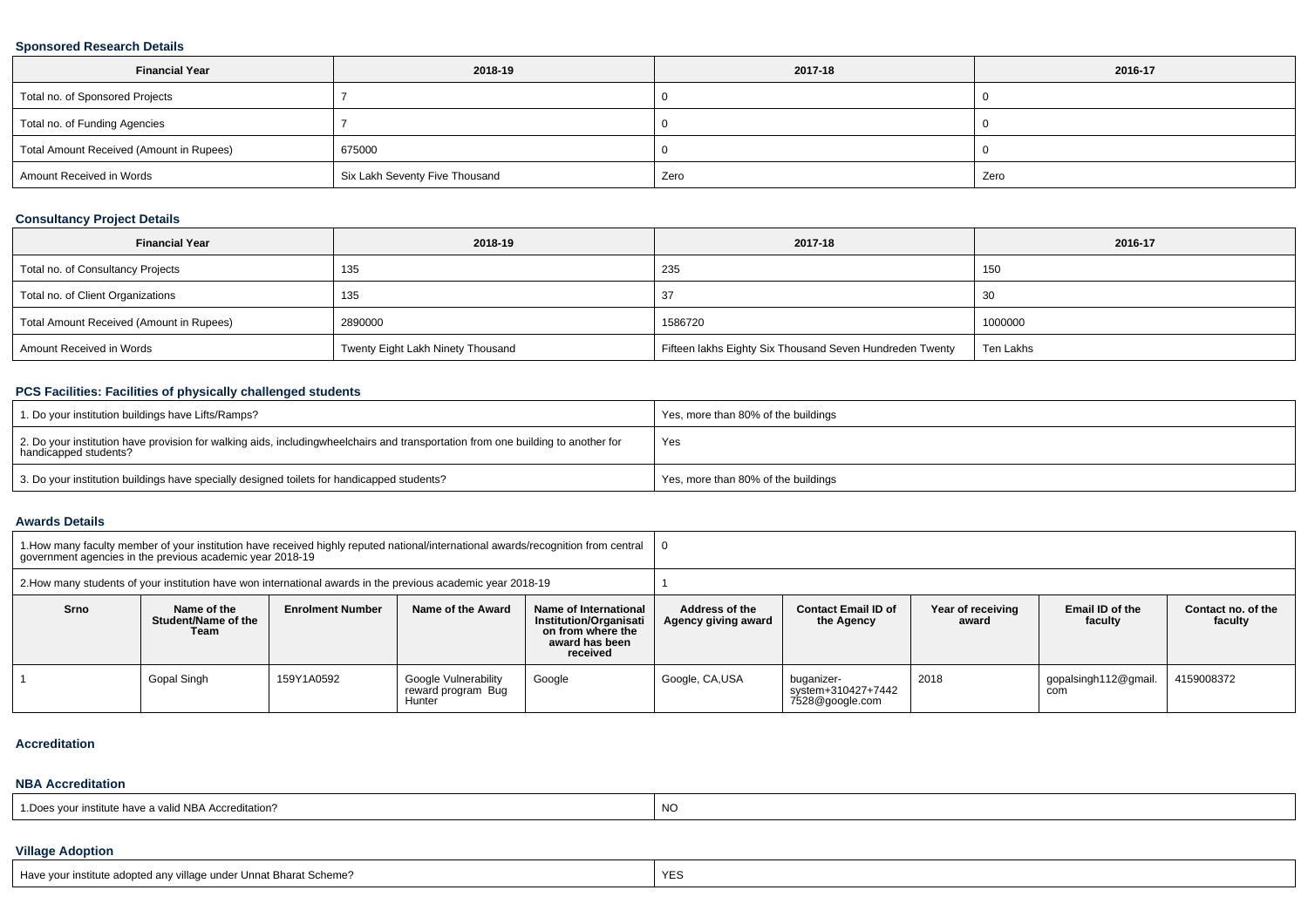### Sponsored Research Details

| Financial Year | 2018-19 | 2017-18 | 2016-17 |
|---|---|---|---|
| Total no. of Sponsored Projects | 7 | 0 | 0 |
| Total no. of Funding Agencies | 7 | 0 | 0 |
| Total Amount Received (Amount in Rupees) | 675000 | 0 | 0 |
| Amount Received in Words | Six Lakh Seventy Five Thousand | Zero | Zero |

### Consultancy Project Details

| Financial Year | 2018-19 | 2017-18 | 2016-17 |
|---|---|---|---|
| Total no. of Consultancy Projects | 135 | 235 | 150 |
| Total no. of Client Organizations | 135 | 37 | 30 |
| Total Amount Received (Amount in Rupees) | 2890000 | 1586720 | 1000000 |
| Amount Received in Words | Twenty Eight Lakh Ninety Thousand | Fifteen lakhs Eighty Six Thousand Seven Hundreden Twenty | Ten Lakhs |

### PCS Facilities: Facilities of physically challenged students

| | |
|---|---|
| 1. Do your institution buildings have Lifts/Ramps? | Yes, more than 80% of the buildings |
| 2. Do your institution have provision for walking aids, includingwheelchairs and transportation from one building to another for handicapped students? | Yes |
| 3. Do your institution buildings have specially designed toilets for handicapped students? | Yes, more than 80% of the buildings |

### Awards Details

| | |
|---|---|
| 1.How many faculty member of your institution have received highly reputed national/international awards/recognition from central government agencies in the previous academic year 2018-19 | 0 |
| 2.How many students of your institution have won international awards in the previous academic year 2018-19 | 1 |

| Srno | Name of the Student/Name of the Team | Enrolment Number | Name of the Award | Name of International Institution/Organisation from where the award has been received | Address of the Agency giving award | Contact Email ID of the Agency | Year of receiving award | Email ID of the faculty | Contact no. of the faculty |
|---|---|---|---|---|---|---|---|---|---|
| 1 | Gopal Singh | 159Y1A0592 | Google Vulnerability reward program Bug Hunter | Google | Google, CA,USA | buganizer-system+310427+74427528@google.com | 2018 | gopalsingh112@gmail.com | 4159008372 |

### Accreditation

#### NBA Accreditation

| | |
|---|---|
| 1.Does your institute have a valid NBA Accreditation? | NO |

#### Village Adoption

| | |
|---|---|
| Have your institute adopted any village under Unnat Bharat Scheme? | YES |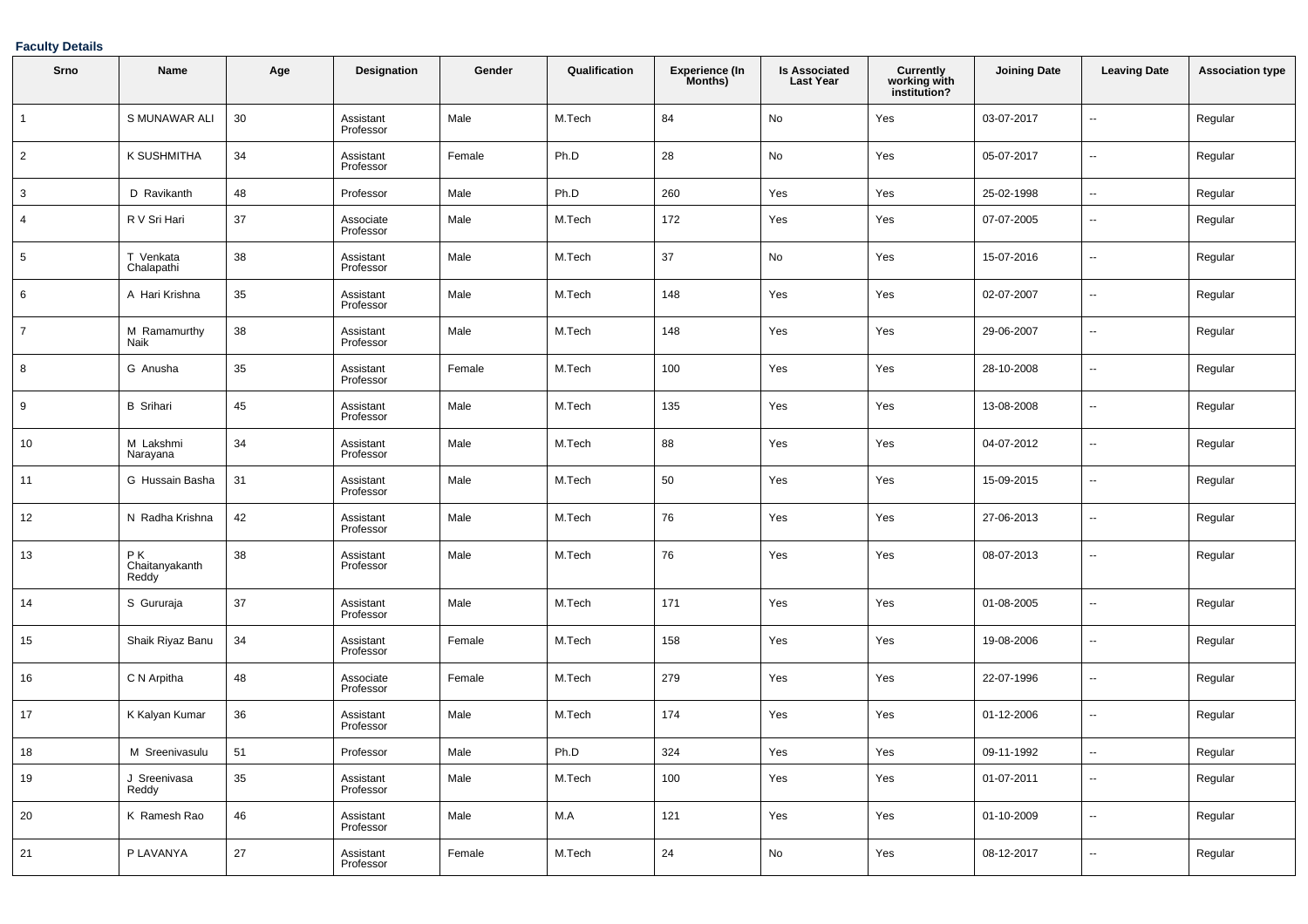**Faculty Details**

| Srno | Name | Age | Designation | Gender | Qualification | Experience (In Months) | Is Associated Last Year | Currently working with institution? | Joining Date | Leaving Date | Association type |
|---|---|---|---|---|---|---|---|---|---|---|---|
| 1 | S MUNAWAR ALI | 30 | Assistant Professor | Male | M.Tech | 84 | No | Yes | 03-07-2017 | -- | Regular |
| 2 | K SUSHMITHA | 34 | Assistant Professor | Female | Ph.D | 28 | No | Yes | 05-07-2017 | -- | Regular |
| 3 | D Ravikanth | 48 | Professor | Male | Ph.D | 260 | Yes | Yes | 25-02-1998 | -- | Regular |
| 4 | R V Sri Hari | 37 | Associate Professor | Male | M.Tech | 172 | Yes | Yes | 07-07-2005 | -- | Regular |
| 5 | T Venkata Chalapathi | 38 | Assistant Professor | Male | M.Tech | 37 | No | Yes | 15-07-2016 | -- | Regular |
| 6 | A Hari Krishna | 35 | Assistant Professor | Male | M.Tech | 148 | Yes | Yes | 02-07-2007 | -- | Regular |
| 7 | M Ramamurthy Naik | 38 | Assistant Professor | Male | M.Tech | 148 | Yes | Yes | 29-06-2007 | -- | Regular |
| 8 | G Anusha | 35 | Assistant Professor | Female | M.Tech | 100 | Yes | Yes | 28-10-2008 | -- | Regular |
| 9 | B Srihari | 45 | Assistant Professor | Male | M.Tech | 135 | Yes | Yes | 13-08-2008 | -- | Regular |
| 10 | M Lakshmi Narayana | 34 | Assistant Professor | Male | M.Tech | 88 | Yes | Yes | 04-07-2012 | -- | Regular |
| 11 | G Hussain Basha | 31 | Assistant Professor | Male | M.Tech | 50 | Yes | Yes | 15-09-2015 | -- | Regular |
| 12 | N Radha Krishna | 42 | Assistant Professor | Male | M.Tech | 76 | Yes | Yes | 27-06-2013 | -- | Regular |
| 13 | P K Chaitanyakanth Reddy | 38 | Assistant Professor | Male | M.Tech | 76 | Yes | Yes | 08-07-2013 | -- | Regular |
| 14 | S Gururaja | 37 | Assistant Professor | Male | M.Tech | 171 | Yes | Yes | 01-08-2005 | -- | Regular |
| 15 | Shaik Riyaz Banu | 34 | Assistant Professor | Female | M.Tech | 158 | Yes | Yes | 19-08-2006 | -- | Regular |
| 16 | C N Arpitha | 48 | Associate Professor | Female | M.Tech | 279 | Yes | Yes | 22-07-1996 | -- | Regular |
| 17 | K Kalyan Kumar | 36 | Assistant Professor | Male | M.Tech | 174 | Yes | Yes | 01-12-2006 | -- | Regular |
| 18 | M Sreenivasulu | 51 | Professor | Male | Ph.D | 324 | Yes | Yes | 09-11-1992 | -- | Regular |
| 19 | J Sreenivasa Reddy | 35 | Assistant Professor | Male | M.Tech | 100 | Yes | Yes | 01-07-2011 | -- | Regular |
| 20 | K Ramesh Rao | 46 | Assistant Professor | Male | M.A | 121 | Yes | Yes | 01-10-2009 | -- | Regular |
| 21 | P LAVANYA | 27 | Assistant Professor | Female | M.Tech | 24 | No | Yes | 08-12-2017 | -- | Regular |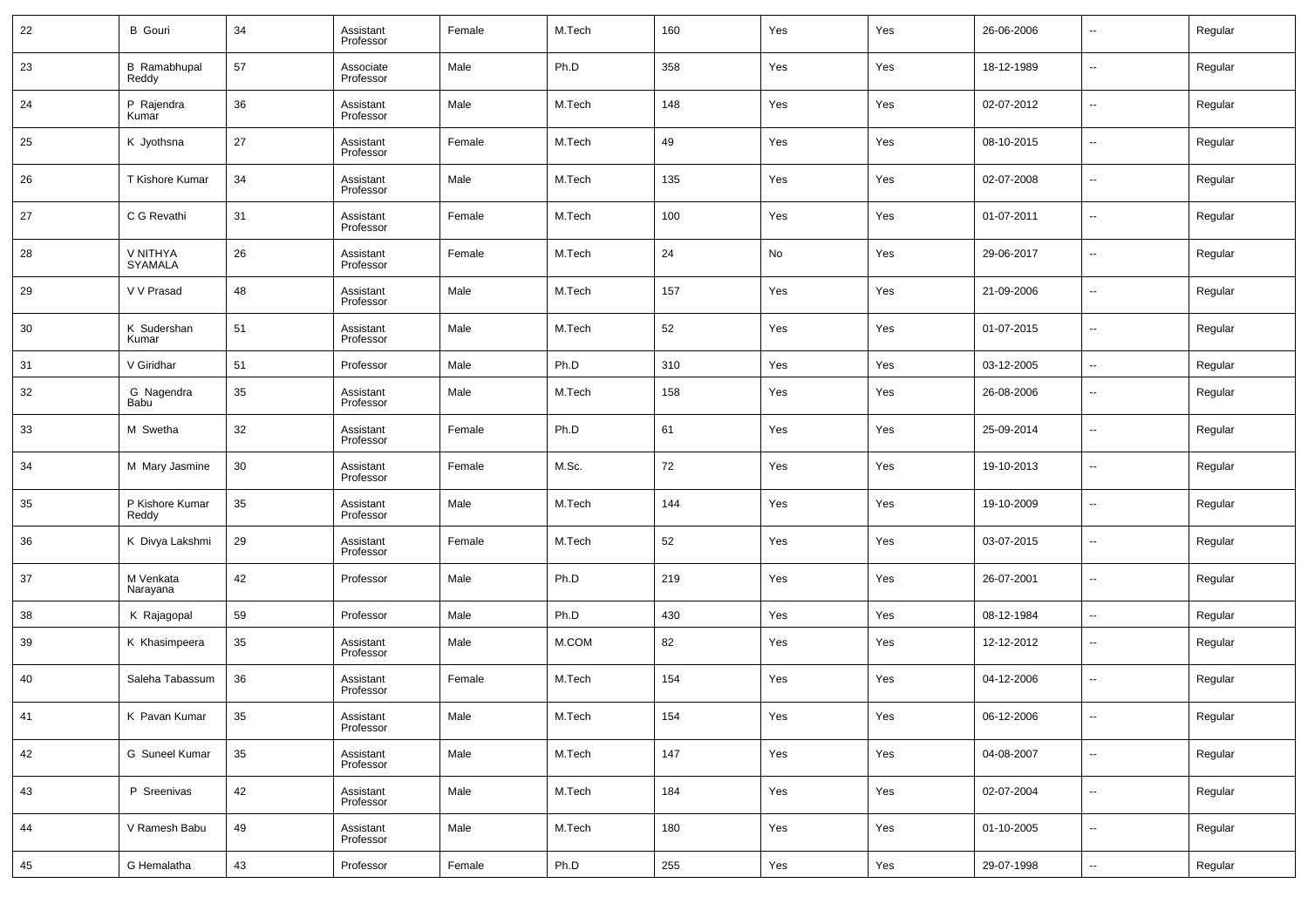| | | | | | | | | | | | |
|---|---|---|---|---|---|---|---|---|---|---|---|
| 22 | B Gouri | 34 | Assistant Professor | Female | M.Tech | 160 | Yes | Yes | 26-06-2006 | -- | Regular |
| 23 | B Ramabhupal Reddy | 57 | Associate Professor | Male | Ph.D | 358 | Yes | Yes | 18-12-1989 | -- | Regular |
| 24 | P Rajendra Kumar | 36 | Assistant Professor | Male | M.Tech | 148 | Yes | Yes | 02-07-2012 | -- | Regular |
| 25 | K Jyothsna | 27 | Assistant Professor | Female | M.Tech | 49 | Yes | Yes | 08-10-2015 | -- | Regular |
| 26 | T Kishore Kumar | 34 | Assistant Professor | Male | M.Tech | 135 | Yes | Yes | 02-07-2008 | -- | Regular |
| 27 | C G Revathi | 31 | Assistant Professor | Female | M.Tech | 100 | Yes | Yes | 01-07-2011 | -- | Regular |
| 28 | V NITHYA SYAMALA | 26 | Assistant Professor | Female | M.Tech | 24 | No | Yes | 29-06-2017 | -- | Regular |
| 29 | V V Prasad | 48 | Assistant Professor | Male | M.Tech | 157 | Yes | Yes | 21-09-2006 | -- | Regular |
| 30 | K Sudershan Kumar | 51 | Assistant Professor | Male | M.Tech | 52 | Yes | Yes | 01-07-2015 | -- | Regular |
| 31 | V Giridhar | 51 | Professor | Male | Ph.D | 310 | Yes | Yes | 03-12-2005 | -- | Regular |
| 32 | G Nagendra Babu | 35 | Assistant Professor | Male | M.Tech | 158 | Yes | Yes | 26-08-2006 | -- | Regular |
| 33 | M Swetha | 32 | Assistant Professor | Female | Ph.D | 61 | Yes | Yes | 25-09-2014 | -- | Regular |
| 34 | M Mary Jasmine | 30 | Assistant Professor | Female | M.Sc. | 72 | Yes | Yes | 19-10-2013 | -- | Regular |
| 35 | P Kishore Kumar Reddy | 35 | Assistant Professor | Male | M.Tech | 144 | Yes | Yes | 19-10-2009 | -- | Regular |
| 36 | K Divya Lakshmi | 29 | Assistant Professor | Female | M.Tech | 52 | Yes | Yes | 03-07-2015 | -- | Regular |
| 37 | M Venkata Narayana | 42 | Professor | Male | Ph.D | 219 | Yes | Yes | 26-07-2001 | -- | Regular |
| 38 | K Rajagopal | 59 | Professor | Male | Ph.D | 430 | Yes | Yes | 08-12-1984 | -- | Regular |
| 39 | K Khasimpeera | 35 | Assistant Professor | Male | M.COM | 82 | Yes | Yes | 12-12-2012 | -- | Regular |
| 40 | Saleha Tabassum | 36 | Assistant Professor | Female | M.Tech | 154 | Yes | Yes | 04-12-2006 | -- | Regular |
| 41 | K Pavan Kumar | 35 | Assistant Professor | Male | M.Tech | 154 | Yes | Yes | 06-12-2006 | -- | Regular |
| 42 | G Suneel Kumar | 35 | Assistant Professor | Male | M.Tech | 147 | Yes | Yes | 04-08-2007 | -- | Regular |
| 43 | P Sreenivas | 42 | Assistant Professor | Male | M.Tech | 184 | Yes | Yes | 02-07-2004 | -- | Regular |
| 44 | V Ramesh Babu | 49 | Assistant Professor | Male | M.Tech | 180 | Yes | Yes | 01-10-2005 | -- | Regular |
| 45 | G Hemalatha | 43 | Professor | Female | Ph.D | 255 | Yes | Yes | 29-07-1998 | -- | Regular |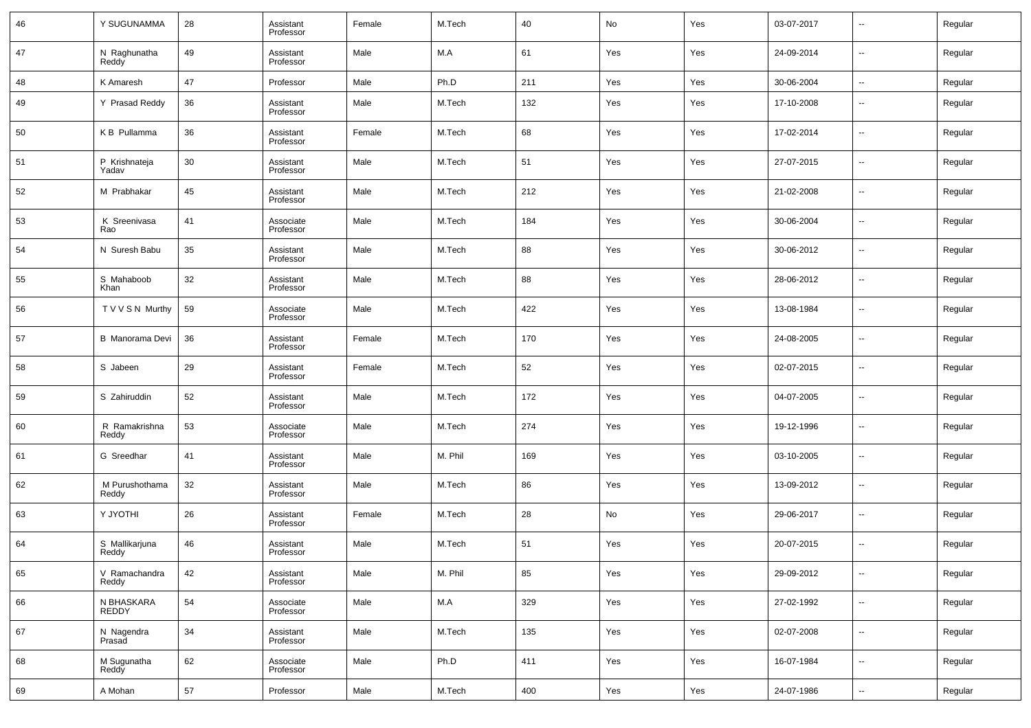| 46 | Y SUGUNAMMA | 28 | Assistant Professor | Female | M.Tech | 40 | No | Yes | 03-07-2017 | -- | Regular |
|---|---|---|---|---|---|---|---|---|---|---|---|
| 47 | N Raghunatha Reddy | 49 | Assistant Professor | Male | M.A | 61 | Yes | Yes | 24-09-2014 | -- | Regular |
| 48 | K Amaresh | 47 | Professor | Male | Ph.D | 211 | Yes | Yes | 30-06-2004 | -- | Regular |
| 49 | Y Prasad Reddy | 36 | Assistant Professor | Male | M.Tech | 132 | Yes | Yes | 17-10-2008 | -- | Regular |
| 50 | K B Pullamma | 36 | Assistant Professor | Female | M.Tech | 68 | Yes | Yes | 17-02-2014 | -- | Regular |
| 51 | P Krishnateja Yadav | 30 | Assistant Professor | Male | M.Tech | 51 | Yes | Yes | 27-07-2015 | -- | Regular |
| 52 | M Prabhakar | 45 | Assistant Professor | Male | M.Tech | 212 | Yes | Yes | 21-02-2008 | -- | Regular |
| 53 | K Sreenivasa Rao | 41 | Associate Professor | Male | M.Tech | 184 | Yes | Yes | 30-06-2004 | -- | Regular |
| 54 | N Suresh Babu | 35 | Assistant Professor | Male | M.Tech | 88 | Yes | Yes | 30-06-2012 | -- | Regular |
| 55 | S Mahaboob Khan | 32 | Assistant Professor | Male | M.Tech | 88 | Yes | Yes | 28-06-2012 | -- | Regular |
| 56 | T V V S N Murthy | 59 | Associate Professor | Male | M.Tech | 422 | Yes | Yes | 13-08-1984 | -- | Regular |
| 57 | B Manorama Devi | 36 | Assistant Professor | Female | M.Tech | 170 | Yes | Yes | 24-08-2005 | -- | Regular |
| 58 | S Jabeen | 29 | Assistant Professor | Female | M.Tech | 52 | Yes | Yes | 02-07-2015 | -- | Regular |
| 59 | S Zahiruddin | 52 | Assistant Professor | Male | M.Tech | 172 | Yes | Yes | 04-07-2005 | -- | Regular |
| 60 | R Ramakrishna Reddy | 53 | Associate Professor | Male | M.Tech | 274 | Yes | Yes | 19-12-1996 | -- | Regular |
| 61 | G Sreedhar | 41 | Assistant Professor | Male | M. Phil | 169 | Yes | Yes | 03-10-2005 | -- | Regular |
| 62 | M Purushothama Reddy | 32 | Assistant Professor | Male | M.Tech | 86 | Yes | Yes | 13-09-2012 | -- | Regular |
| 63 | Y JYOTHI | 26 | Assistant Professor | Female | M.Tech | 28 | No | Yes | 29-06-2017 | -- | Regular |
| 64 | S Mallikarjuna Reddy | 46 | Assistant Professor | Male | M.Tech | 51 | Yes | Yes | 20-07-2015 | -- | Regular |
| 65 | V Ramachandra Reddy | 42 | Assistant Professor | Male | M. Phil | 85 | Yes | Yes | 29-09-2012 | -- | Regular |
| 66 | N BHASKARA REDDY | 54 | Associate Professor | Male | M.A | 329 | Yes | Yes | 27-02-1992 | -- | Regular |
| 67 | N Nagendra Prasad | 34 | Assistant Professor | Male | M.Tech | 135 | Yes | Yes | 02-07-2008 | -- | Regular |
| 68 | M Sugunatha Reddy | 62 | Associate Professor | Male | Ph.D | 411 | Yes | Yes | 16-07-1984 | -- | Regular |
| 69 | A Mohan | 57 | Professor | Male | M.Tech | 400 | Yes | Yes | 24-07-1986 | -- | Regular |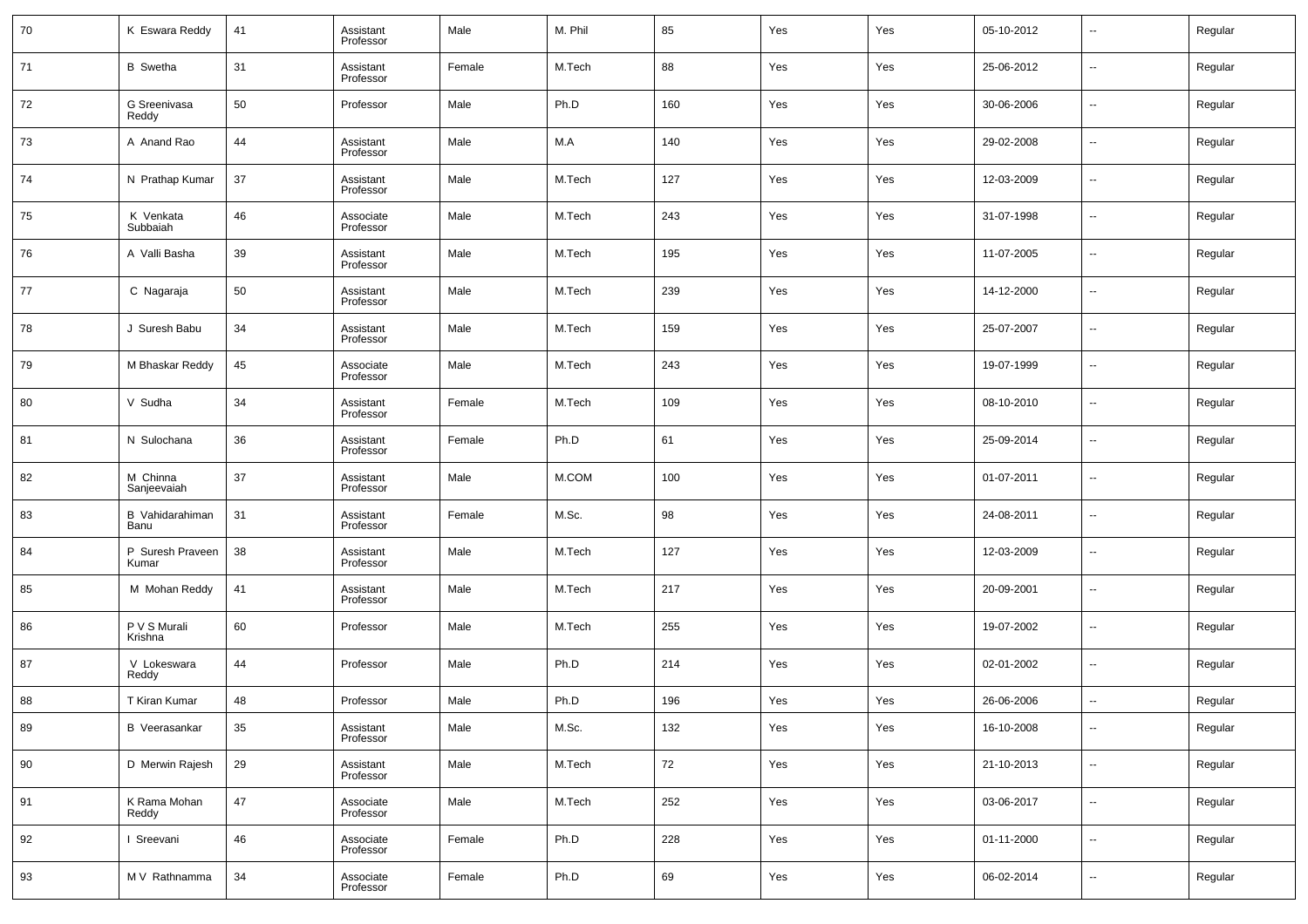| 70 | K Eswara Reddy | 41 | Assistant Professor | Male | M. Phil | 85 | Yes | Yes | 05-10-2012 | -- | Regular |
|---|---|---|---|---|---|---|---|---|---|---|---|
| 71 | B Swetha | 31 | Assistant Professor | Female | M.Tech | 88 | Yes | Yes | 25-06-2012 | -- | Regular |
| 72 | G Sreenivasa Reddy | 50 | Professor | Male | Ph.D | 160 | Yes | Yes | 30-06-2006 | -- | Regular |
| 73 | A Anand Rao | 44 | Assistant Professor | Male | M.A | 140 | Yes | Yes | 29-02-2008 | -- | Regular |
| 74 | N Prathap Kumar | 37 | Assistant Professor | Male | M.Tech | 127 | Yes | Yes | 12-03-2009 | -- | Regular |
| 75 | K Venkata Subbaiah | 46 | Associate Professor | Male | M.Tech | 243 | Yes | Yes | 31-07-1998 | -- | Regular |
| 76 | A Valli Basha | 39 | Assistant Professor | Male | M.Tech | 195 | Yes | Yes | 11-07-2005 | -- | Regular |
| 77 | C Nagaraja | 50 | Assistant Professor | Male | M.Tech | 239 | Yes | Yes | 14-12-2000 | -- | Regular |
| 78 | J Suresh Babu | 34 | Assistant Professor | Male | M.Tech | 159 | Yes | Yes | 25-07-2007 | -- | Regular |
| 79 | M Bhaskar Reddy | 45 | Associate Professor | Male | M.Tech | 243 | Yes | Yes | 19-07-1999 | -- | Regular |
| 80 | V Sudha | 34 | Assistant Professor | Female | M.Tech | 109 | Yes | Yes | 08-10-2010 | -- | Regular |
| 81 | N Sulochana | 36 | Assistant Professor | Female | Ph.D | 61 | Yes | Yes | 25-09-2014 | -- | Regular |
| 82 | M Chinna Sanjeevaiah | 37 | Assistant Professor | Male | M.COM | 100 | Yes | Yes | 01-07-2011 | -- | Regular |
| 83 | B Vahidarahiman Banu | 31 | Assistant Professor | Female | M.Sc. | 98 | Yes | Yes | 24-08-2011 | -- | Regular |
| 84 | P Suresh Praveen Kumar | 38 | Assistant Professor | Male | M.Tech | 127 | Yes | Yes | 12-03-2009 | -- | Regular |
| 85 | M Mohan Reddy | 41 | Assistant Professor | Male | M.Tech | 217 | Yes | Yes | 20-09-2001 | -- | Regular |
| 86 | P V S Murali Krishna | 60 | Professor | Male | M.Tech | 255 | Yes | Yes | 19-07-2002 | -- | Regular |
| 87 | V Lokeswara Reddy | 44 | Professor | Male | Ph.D | 214 | Yes | Yes | 02-01-2002 | -- | Regular |
| 88 | T Kiran Kumar | 48 | Professor | Male | Ph.D | 196 | Yes | Yes | 26-06-2006 | -- | Regular |
| 89 | B Veerasankar | 35 | Assistant Professor | Male | M.Sc. | 132 | Yes | Yes | 16-10-2008 | -- | Regular |
| 90 | D Merwin Rajesh | 29 | Assistant Professor | Male | M.Tech | 72 | Yes | Yes | 21-10-2013 | -- | Regular |
| 91 | K Rama Mohan Reddy | 47 | Associate Professor | Male | M.Tech | 252 | Yes | Yes | 03-06-2017 | -- | Regular |
| 92 | I Sreevani | 46 | Associate Professor | Female | Ph.D | 228 | Yes | Yes | 01-11-2000 | -- | Regular |
| 93 | M V Rathnamma | 34 | Associate Professor | Female | Ph.D | 69 | Yes | Yes | 06-02-2014 | -- | Regular |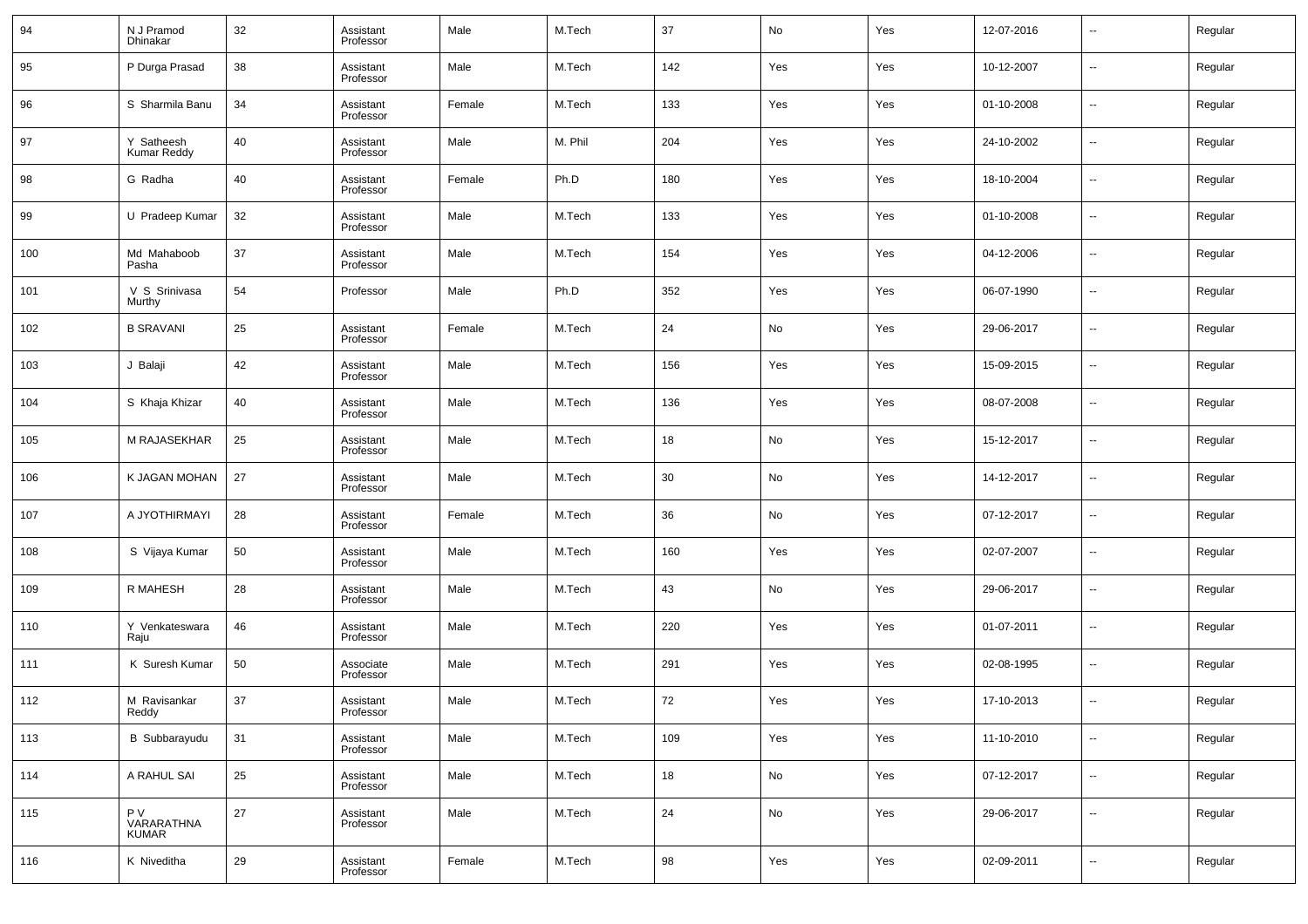| 94 | N J Pramod Dhinakar | 32 | Assistant Professor | Male | M.Tech | 37 | No | Yes | 12-07-2016 | -- | Regular |
|---|---|---|---|---|---|---|---|---|---|---|---|
| 95 | P Durga Prasad | 38 | Assistant Professor | Male | M.Tech | 142 | Yes | Yes | 10-12-2007 | -- | Regular |
| 96 | S Sharmila Banu | 34 | Assistant Professor | Female | M.Tech | 133 | Yes | Yes | 01-10-2008 | -- | Regular |
| 97 | Y Satheesh Kumar Reddy | 40 | Assistant Professor | Male | M. Phil | 204 | Yes | Yes | 24-10-2002 | -- | Regular |
| 98 | G Radha | 40 | Assistant Professor | Female | Ph.D | 180 | Yes | Yes | 18-10-2004 | -- | Regular |
| 99 | U Pradeep Kumar | 32 | Assistant Professor | Male | M.Tech | 133 | Yes | Yes | 01-10-2008 | -- | Regular |
| 100 | Md Mahaboob Pasha | 37 | Assistant Professor | Male | M.Tech | 154 | Yes | Yes | 04-12-2006 | -- | Regular |
| 101 | V S Srinivasa Murthy | 54 | Professor | Male | Ph.D | 352 | Yes | Yes | 06-07-1990 | -- | Regular |
| 102 | B SRAVANI | 25 | Assistant Professor | Female | M.Tech | 24 | No | Yes | 29-06-2017 | -- | Regular |
| 103 | J Balaji | 42 | Assistant Professor | Male | M.Tech | 156 | Yes | Yes | 15-09-2015 | -- | Regular |
| 104 | S Khaja Khizar | 40 | Assistant Professor | Male | M.Tech | 136 | Yes | Yes | 08-07-2008 | -- | Regular |
| 105 | M RAJASEKHAR | 25 | Assistant Professor | Male | M.Tech | 18 | No | Yes | 15-12-2017 | -- | Regular |
| 106 | K JAGAN MOHAN | 27 | Assistant Professor | Male | M.Tech | 30 | No | Yes | 14-12-2017 | -- | Regular |
| 107 | A JYOTHIRMAYI | 28 | Assistant Professor | Female | M.Tech | 36 | No | Yes | 07-12-2017 | -- | Regular |
| 108 | S Vijaya Kumar | 50 | Assistant Professor | Male | M.Tech | 160 | Yes | Yes | 02-07-2007 | -- | Regular |
| 109 | R MAHESH | 28 | Assistant Professor | Male | M.Tech | 43 | No | Yes | 29-06-2017 | -- | Regular |
| 110 | Y Venkateswara Raju | 46 | Assistant Professor | Male | M.Tech | 220 | Yes | Yes | 01-07-2011 | -- | Regular |
| 111 | K Suresh Kumar | 50 | Associate Professor | Male | M.Tech | 291 | Yes | Yes | 02-08-1995 | -- | Regular |
| 112 | M Ravisankar Reddy | 37 | Assistant Professor | Male | M.Tech | 72 | Yes | Yes | 17-10-2013 | -- | Regular |
| 113 | B Subbarayudu | 31 | Assistant Professor | Male | M.Tech | 109 | Yes | Yes | 11-10-2010 | -- | Regular |
| 114 | A RAHUL SAI | 25 | Assistant Professor | Male | M.Tech | 18 | No | Yes | 07-12-2017 | -- | Regular |
| 115 | P V VARARATHNA KUMAR | 27 | Assistant Professor | Male | M.Tech | 24 | No | Yes | 29-06-2017 | -- | Regular |
| 116 | K Niveditha | 29 | Assistant Professor | Female | M.Tech | 98 | Yes | Yes | 02-09-2011 | -- | Regular |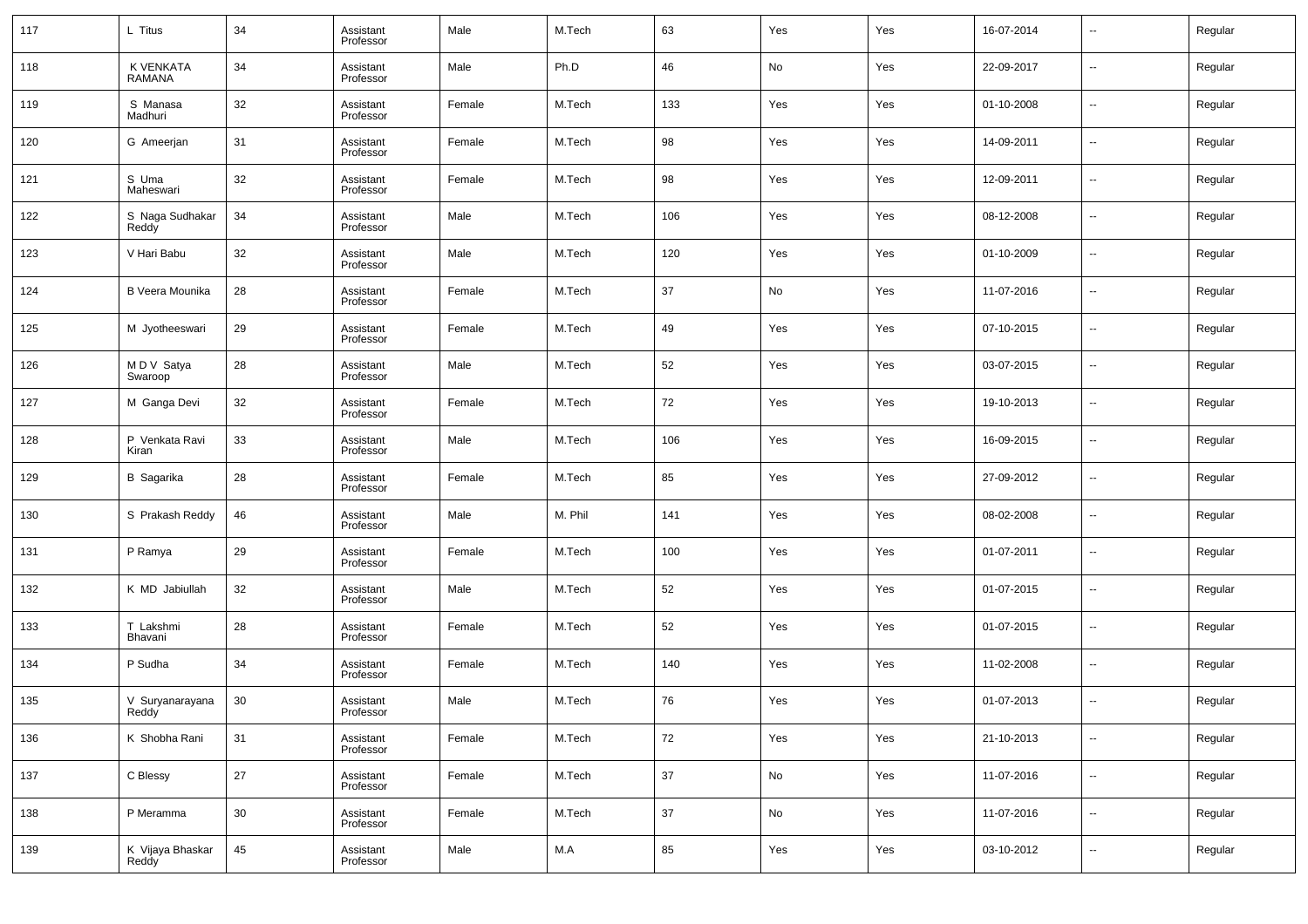| 117 | L Titus | 34 | Assistant Professor | Male | M.Tech | 63 | Yes | Yes | 16-07-2014 | -- | Regular |
|---|---|---|---|---|---|---|---|---|---|---|---|
| 118 | K VENKATA RAMANA | 34 | Assistant Professor | Male | Ph.D | 46 | No | Yes | 22-09-2017 | -- | Regular |
| 119 | S Manasa Madhuri | 32 | Assistant Professor | Female | M.Tech | 133 | Yes | Yes | 01-10-2008 | -- | Regular |
| 120 | G Ameerjan | 31 | Assistant Professor | Female | M.Tech | 98 | Yes | Yes | 14-09-2011 | -- | Regular |
| 121 | S Uma Maheswari | 32 | Assistant Professor | Female | M.Tech | 98 | Yes | Yes | 12-09-2011 | -- | Regular |
| 122 | S Naga Sudhakar Reddy | 34 | Assistant Professor | Male | M.Tech | 106 | Yes | Yes | 08-12-2008 | -- | Regular |
| 123 | V Hari Babu | 32 | Assistant Professor | Male | M.Tech | 120 | Yes | Yes | 01-10-2009 | -- | Regular |
| 124 | B Veera Mounika | 28 | Assistant Professor | Female | M.Tech | 37 | No | Yes | 11-07-2016 | -- | Regular |
| 125 | M Jyotheeswari | 29 | Assistant Professor | Female | M.Tech | 49 | Yes | Yes | 07-10-2015 | -- | Regular |
| 126 | M D V Satya Swaroop | 28 | Assistant Professor | Male | M.Tech | 52 | Yes | Yes | 03-07-2015 | -- | Regular |
| 127 | M Ganga Devi | 32 | Assistant Professor | Female | M.Tech | 72 | Yes | Yes | 19-10-2013 | -- | Regular |
| 128 | P Venkata Ravi Kiran | 33 | Assistant Professor | Male | M.Tech | 106 | Yes | Yes | 16-09-2015 | -- | Regular |
| 129 | B Sagarika | 28 | Assistant Professor | Female | M.Tech | 85 | Yes | Yes | 27-09-2012 | -- | Regular |
| 130 | S Prakash Reddy | 46 | Assistant Professor | Male | M. Phil | 141 | Yes | Yes | 08-02-2008 | -- | Regular |
| 131 | P Ramya | 29 | Assistant Professor | Female | M.Tech | 100 | Yes | Yes | 01-07-2011 | -- | Regular |
| 132 | K MD Jabiullah | 32 | Assistant Professor | Male | M.Tech | 52 | Yes | Yes | 01-07-2015 | -- | Regular |
| 133 | T Lakshmi Bhavani | 28 | Assistant Professor | Female | M.Tech | 52 | Yes | Yes | 01-07-2015 | -- | Regular |
| 134 | P Sudha | 34 | Assistant Professor | Female | M.Tech | 140 | Yes | Yes | 11-02-2008 | -- | Regular |
| 135 | V Suryanarayana Reddy | 30 | Assistant Professor | Male | M.Tech | 76 | Yes | Yes | 01-07-2013 | -- | Regular |
| 136 | K Shobha Rani | 31 | Assistant Professor | Female | M.Tech | 72 | Yes | Yes | 21-10-2013 | -- | Regular |
| 137 | C Blessy | 27 | Assistant Professor | Female | M.Tech | 37 | No | Yes | 11-07-2016 | -- | Regular |
| 138 | P Meramma | 30 | Assistant Professor | Female | M.Tech | 37 | No | Yes | 11-07-2016 | -- | Regular |
| 139 | K Vijaya Bhaskar Reddy | 45 | Assistant Professor | Male | M.A | 85 | Yes | Yes | 03-10-2012 | -- | Regular |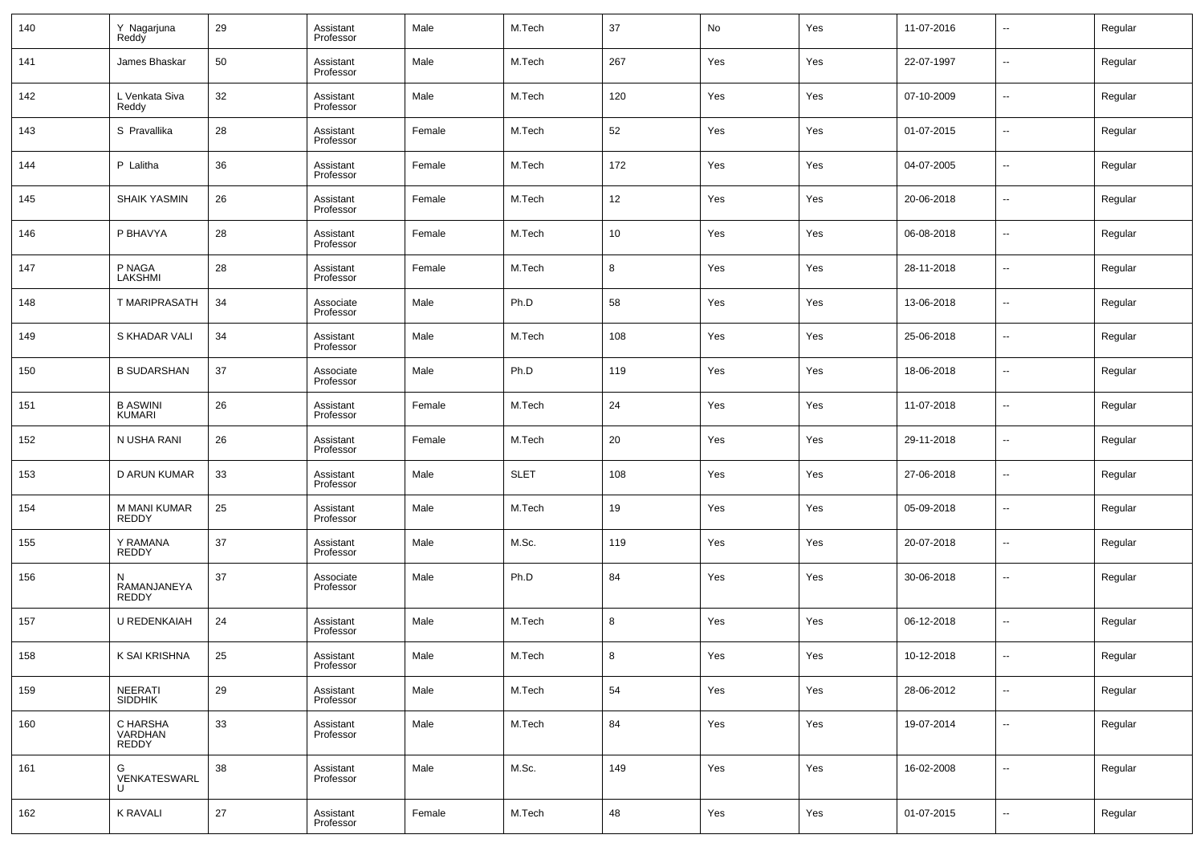| 140 | Y Nagarjuna Reddy | 29 | Assistant Professor | Male | M.Tech | 37 | No | Yes | 11-07-2016 | -- | Regular |
|---|---|---|---|---|---|---|---|---|---|---|---|
| 141 | James Bhaskar | 50 | Assistant Professor | Male | M.Tech | 267 | Yes | Yes | 22-07-1997 | -- | Regular |
| 142 | L Venkata Siva Reddy | 32 | Assistant Professor | Male | M.Tech | 120 | Yes | Yes | 07-10-2009 | -- | Regular |
| 143 | S Pravallika | 28 | Assistant Professor | Female | M.Tech | 52 | Yes | Yes | 01-07-2015 | -- | Regular |
| 144 | P Lalitha | 36 | Assistant Professor | Female | M.Tech | 172 | Yes | Yes | 04-07-2005 | -- | Regular |
| 145 | SHAIK YASMIN | 26 | Assistant Professor | Female | M.Tech | 12 | Yes | Yes | 20-06-2018 | -- | Regular |
| 146 | P BHAVYA | 28 | Assistant Professor | Female | M.Tech | 10 | Yes | Yes | 06-08-2018 | -- | Regular |
| 147 | P NAGA LAKSHMI | 28 | Assistant Professor | Female | M.Tech | 8 | Yes | Yes | 28-11-2018 | -- | Regular |
| 148 | T MARIPRASATH | 34 | Associate Professor | Male | Ph.D | 58 | Yes | Yes | 13-06-2018 | -- | Regular |
| 149 | S KHADAR VALI | 34 | Assistant Professor | Male | M.Tech | 108 | Yes | Yes | 25-06-2018 | -- | Regular |
| 150 | B SUDARSHAN | 37 | Associate Professor | Male | Ph.D | 119 | Yes | Yes | 18-06-2018 | -- | Regular |
| 151 | B ASWINI KUMARI | 26 | Assistant Professor | Female | M.Tech | 24 | Yes | Yes | 11-07-2018 | -- | Regular |
| 152 | N USHA RANI | 26 | Assistant Professor | Female | M.Tech | 20 | Yes | Yes | 29-11-2018 | -- | Regular |
| 153 | D ARUN KUMAR | 33 | Assistant Professor | Male | SLET | 108 | Yes | Yes | 27-06-2018 | -- | Regular |
| 154 | M MANI KUMAR REDDY | 25 | Assistant Professor | Male | M.Tech | 19 | Yes | Yes | 05-09-2018 | -- | Regular |
| 155 | Y RAMANA REDDY | 37 | Assistant Professor | Male | M.Sc. | 119 | Yes | Yes | 20-07-2018 | -- | Regular |
| 156 | N RAMANJANEYA REDDY | 37 | Associate Professor | Male | Ph.D | 84 | Yes | Yes | 30-06-2018 | -- | Regular |
| 157 | U REDENKAIAH | 24 | Assistant Professor | Male | M.Tech | 8 | Yes | Yes | 06-12-2018 | -- | Regular |
| 158 | K SAI KRISHNA | 25 | Assistant Professor | Male | M.Tech | 8 | Yes | Yes | 10-12-2018 | -- | Regular |
| 159 | NEERATI SIDDHIK | 29 | Assistant Professor | Male | M.Tech | 54 | Yes | Yes | 28-06-2012 | -- | Regular |
| 160 | C HARSHA VARDHAN REDDY | 33 | Assistant Professor | Male | M.Tech | 84 | Yes | Yes | 19-07-2014 | -- | Regular |
| 161 | G VENKATESWARLU | 38 | Assistant Professor | Male | M.Sc. | 149 | Yes | Yes | 16-02-2008 | -- | Regular |
| 162 | K RAVALI | 27 | Assistant Professor | Female | M.Tech | 48 | Yes | Yes | 01-07-2015 | -- | Regular |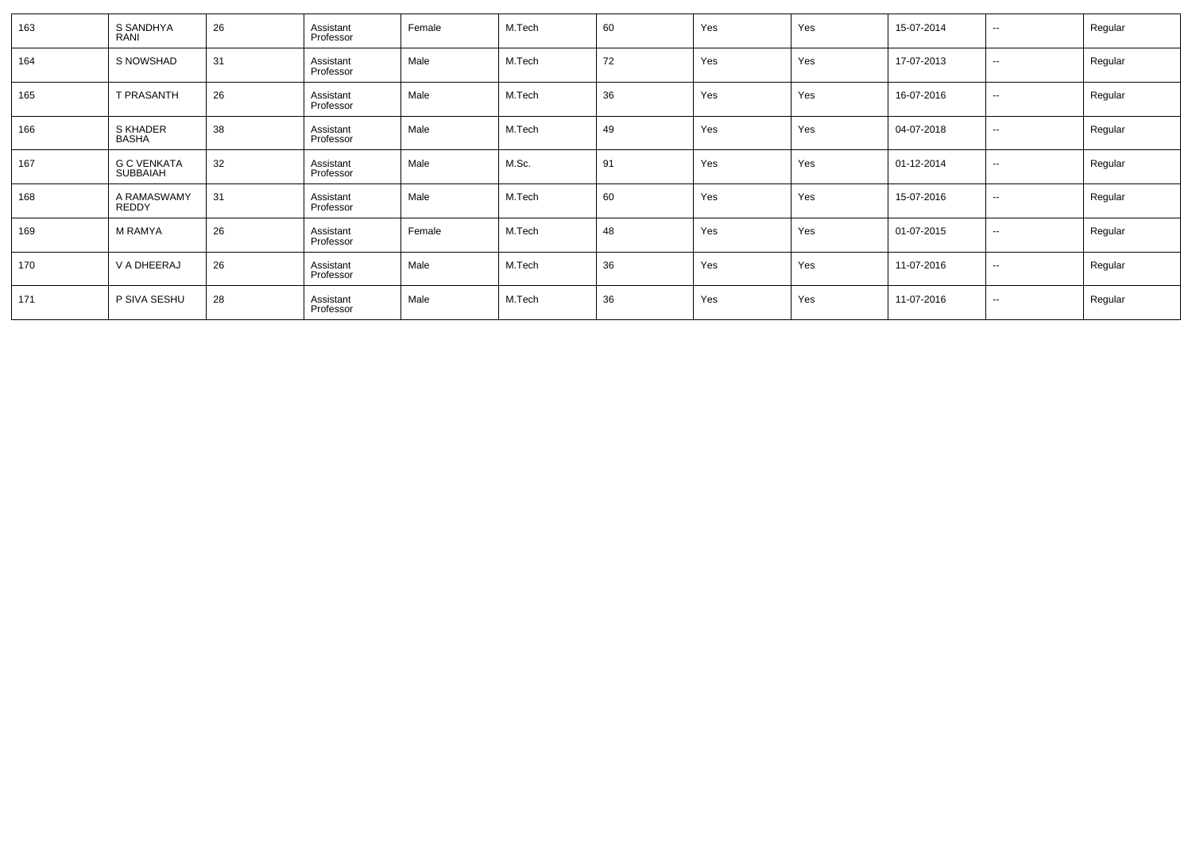| | | | | | | | | | | | |
|---|---|---|---|---|---|---|---|---|---|---|---|
| 163 | S SANDHYA RANI | 26 | Assistant Professor | Female | M.Tech | 60 | Yes | Yes | 15-07-2014 | -- | Regular |
| 164 | S NOWSHAD | 31 | Assistant Professor | Male | M.Tech | 72 | Yes | Yes | 17-07-2013 | -- | Regular |
| 165 | T PRASANTH | 26 | Assistant Professor | Male | M.Tech | 36 | Yes | Yes | 16-07-2016 | -- | Regular |
| 166 | S KHADER BASHA | 38 | Assistant Professor | Male | M.Tech | 49 | Yes | Yes | 04-07-2018 | -- | Regular |
| 167 | G C VENKATA SUBBAIAH | 32 | Assistant Professor | Male | M.Sc. | 91 | Yes | Yes | 01-12-2014 | -- | Regular |
| 168 | A RAMASWAMY REDDY | 31 | Assistant Professor | Male | M.Tech | 60 | Yes | Yes | 15-07-2016 | -- | Regular |
| 169 | M RAMYA | 26 | Assistant Professor | Female | M.Tech | 48 | Yes | Yes | 01-07-2015 | -- | Regular |
| 170 | V A DHEERAJ | 26 | Assistant Professor | Male | M.Tech | 36 | Yes | Yes | 11-07-2016 | -- | Regular |
| 171 | P SIVA SESHU | 28 | Assistant Professor | Male | M.Tech | 36 | Yes | Yes | 11-07-2016 | -- | Regular |